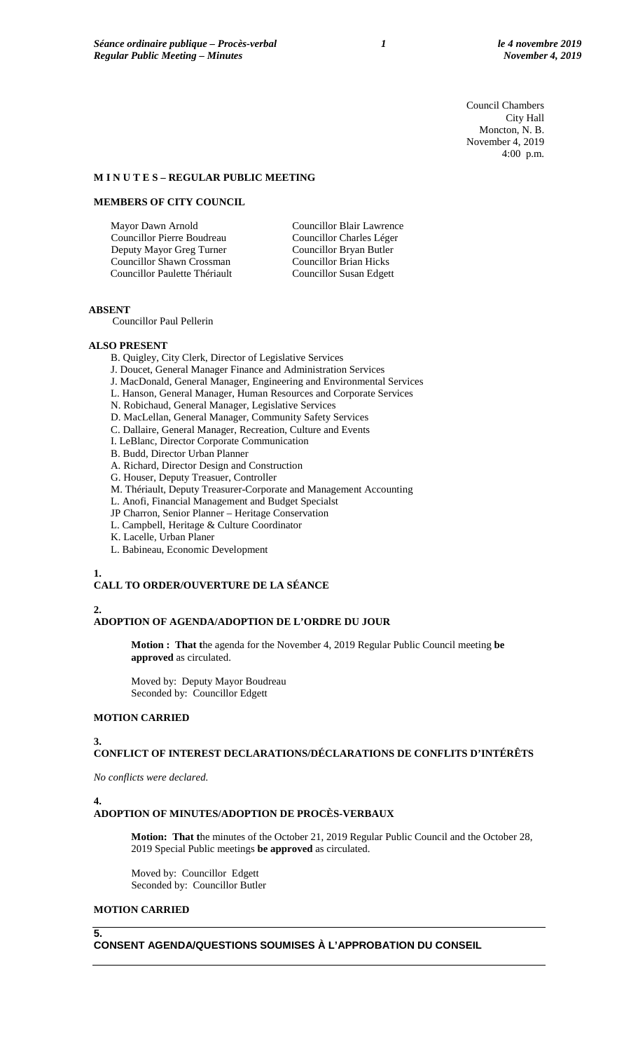Council Chambers
City Hall
Moncton, N. B.
November 4, 2019
4:00 p.m.

**M I N U T E S – REGULAR PUBLIC MEETING**

**MEMBERS OF CITY COUNCIL**

Mayor Dawn Arnold
Councillor Pierre Boudreau
Deputy Mayor Greg Turner
Councillor Shawn Crossman
Councillor Paulette Thériault
Councillor Blair Lawrence
Councillor Charles Léger
Councillor Bryan Butler
Councillor Brian Hicks
Councillor Susan Edgett

**ABSENT**

Councillor Paul Pellerin

**ALSO PRESENT**

B. Quigley, City Clerk, Director of Legislative Services
J. Doucet, General Manager Finance and Administration Services
J. MacDonald, General Manager, Engineering and Environmental Services
L. Hanson, General Manager, Human Resources and Corporate Services
N. Robichaud, General Manager, Legislative Services
D. MacLellan, General Manager, Community Safety Services
C. Dallaire, General Manager, Recreation, Culture and Events
I. LeBlanc, Director Corporate Communication
B. Budd, Director Urban Planner
A. Richard, Director Design and Construction
G. Houser, Deputy Treasuer, Controller
M. Thériault, Deputy Treasurer-Corporate and Management Accounting
L. Anofi, Financial Management and Budget Specialst
JP Charron, Senior Planner – Heritage Conservation
L. Campbell, Heritage & Culture Coordinator
K. Lacelle, Urban Planer
L. Babineau, Economic Development

**1.**
**CALL TO ORDER/OUVERTURE DE LA SÉANCE**

**2.**
**ADOPTION OF AGENDA/ADOPTION DE L'ORDRE DU JOUR**

**Motion : That t**he agenda for the November 4, 2019 Regular Public Council meeting **be approved** as circulated.

Moved by: Deputy Mayor Boudreau
Seconded by: Councillor Edgett

**MOTION CARRIED**

**3.**
**CONFLICT OF INTEREST DECLARATIONS/DÉCLARATIONS DE CONFLITS D'INTÉRÊTS**

*No conflicts were declared.*

**4.**
**ADOPTION OF MINUTES/ADOPTION DE PROCÈS-VERBAUX**

**Motion: That t**he minutes of the October 21, 2019 Regular Public Council and the October 28, 2019 Special Public meetings **be approved** as circulated.

Moved by: Councillor Edgett
Seconded by: Councillor Butler

**MOTION CARRIED**

**5.**
**CONSENT AGENDA/QUESTIONS SOUMISES À L'APPROBATION DU CONSEIL**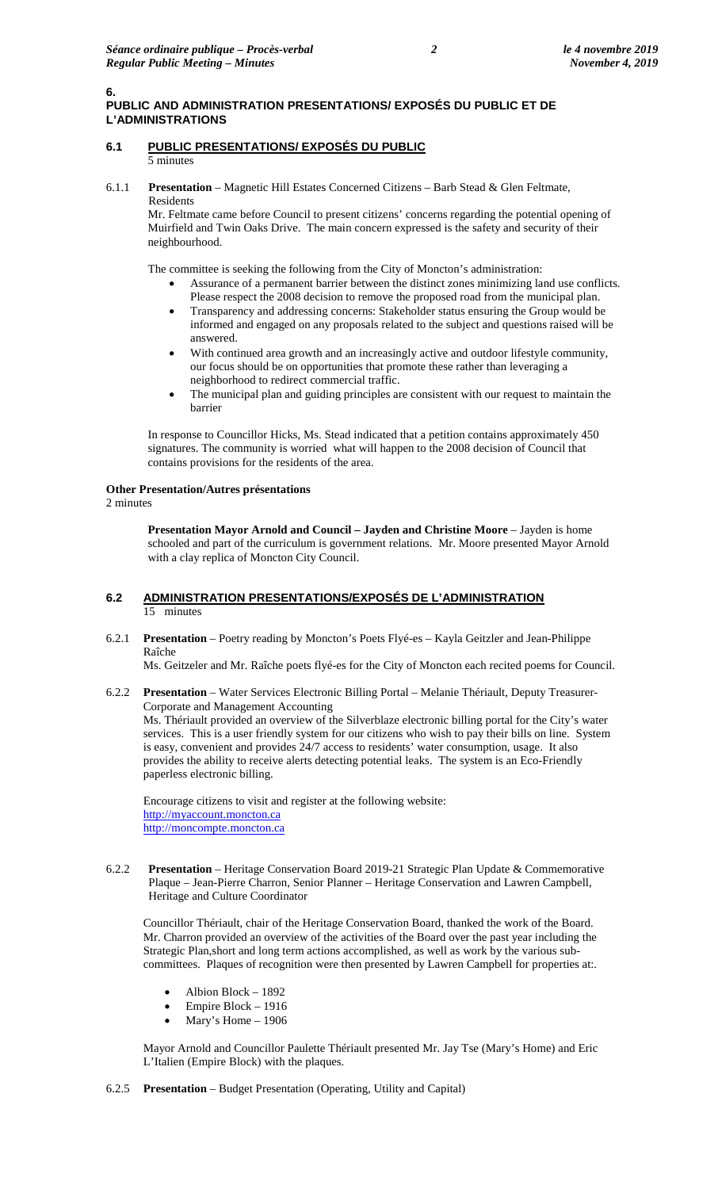**6.**
## PUBLIC AND ADMINISTRATION PRESENTATIONS/ EXPOSÉS DU PUBLIC ET DE L'ADMINISTRATIONS

### 6.1 PUBLIC PRESENTATIONS/ EXPOSÉS DU PUBLIC
5 minutes

6.1.1 **Presentation** – Magnetic Hill Estates Concerned Citizens – Barb Stead & Glen Feltmate, Residents

Mr. Feltmate came before Council to present citizens' concerns regarding the potential opening of Muirfield and Twin Oaks Drive. The main concern expressed is the safety and security of their neighbourhood.

The committee is seeking the following from the City of Moncton's administration:

- Assurance of a permanent barrier between the distinct zones minimizing land use conflicts. Please respect the 2008 decision to remove the proposed road from the municipal plan.
- Transparency and addressing concerns: Stakeholder status ensuring the Group would be informed and engaged on any proposals related to the subject and questions raised will be answered.
- With continued area growth and an increasingly active and outdoor lifestyle community, our focus should be on opportunities that promote these rather than leveraging a neighborhood to redirect commercial traffic.
- The municipal plan and guiding principles are consistent with our request to maintain the barrier

In response to Councillor Hicks, Ms. Stead indicated that a petition contains approximately 450 signatures. The community is worried what will happen to the 2008 decision of Council that contains provisions for the residents of the area.

**Other Presentation/Autres présentations**
2 minutes

**Presentation Mayor Arnold and Council – Jayden and Christine Moore** – Jayden is home schooled and part of the curriculum is government relations. Mr. Moore presented Mayor Arnold with a clay replica of Moncton City Council.

### 6.2 ADMINISTRATION PRESENTATIONS/EXPOSÉS DE L'ADMINISTRATION
15 minutes

6.2.1 **Presentation** – Poetry reading by Moncton's Poets Flyé-es – Kayla Geitzler and Jean-Philippe Raîche

Ms. Geitzeler and Mr. Raîche poets flyé-es for the City of Moncton each recited poems for Council.

6.2.2 **Presentation** – Water Services Electronic Billing Portal – Melanie Thériault, Deputy Treasurer- Corporate and Management Accounting

Ms. Thériault provided an overview of the Silverblaze electronic billing portal for the City's water services. This is a user friendly system for our citizens who wish to pay their bills on line. System is easy, convenient and provides 24/7 access to residents' water consumption, usage. It also provides the ability to receive alerts detecting potential leaks. The system is an Eco-Friendly paperless electronic billing.

Encourage citizens to visit and register at the following website:
http://myaccount.moncton.ca
http://moncompte.moncton.ca

6.2.2 **Presentation** – Heritage Conservation Board 2019-21 Strategic Plan Update & Commemorative Plaque – Jean-Pierre Charron, Senior Planner – Heritage Conservation and Lawren Campbell, Heritage and Culture Coordinator

Councillor Thériault, chair of the Heritage Conservation Board, thanked the work of the Board. Mr. Charron provided an overview of the activities of the Board over the past year including the Strategic Plan,short and long term actions accomplished, as well as work by the various sub-committees. Plaques of recognition were then presented by Lawren Campbell for properties at:.

- Albion Block – 1892
- Empire Block – 1916
- Mary's Home – 1906

Mayor Arnold and Councillor Paulette Thériault presented Mr. Jay Tse (Mary's Home) and Eric L'Italien (Empire Block) with the plaques.

6.2.5 **Presentation** – Budget Presentation (Operating, Utility and Capital)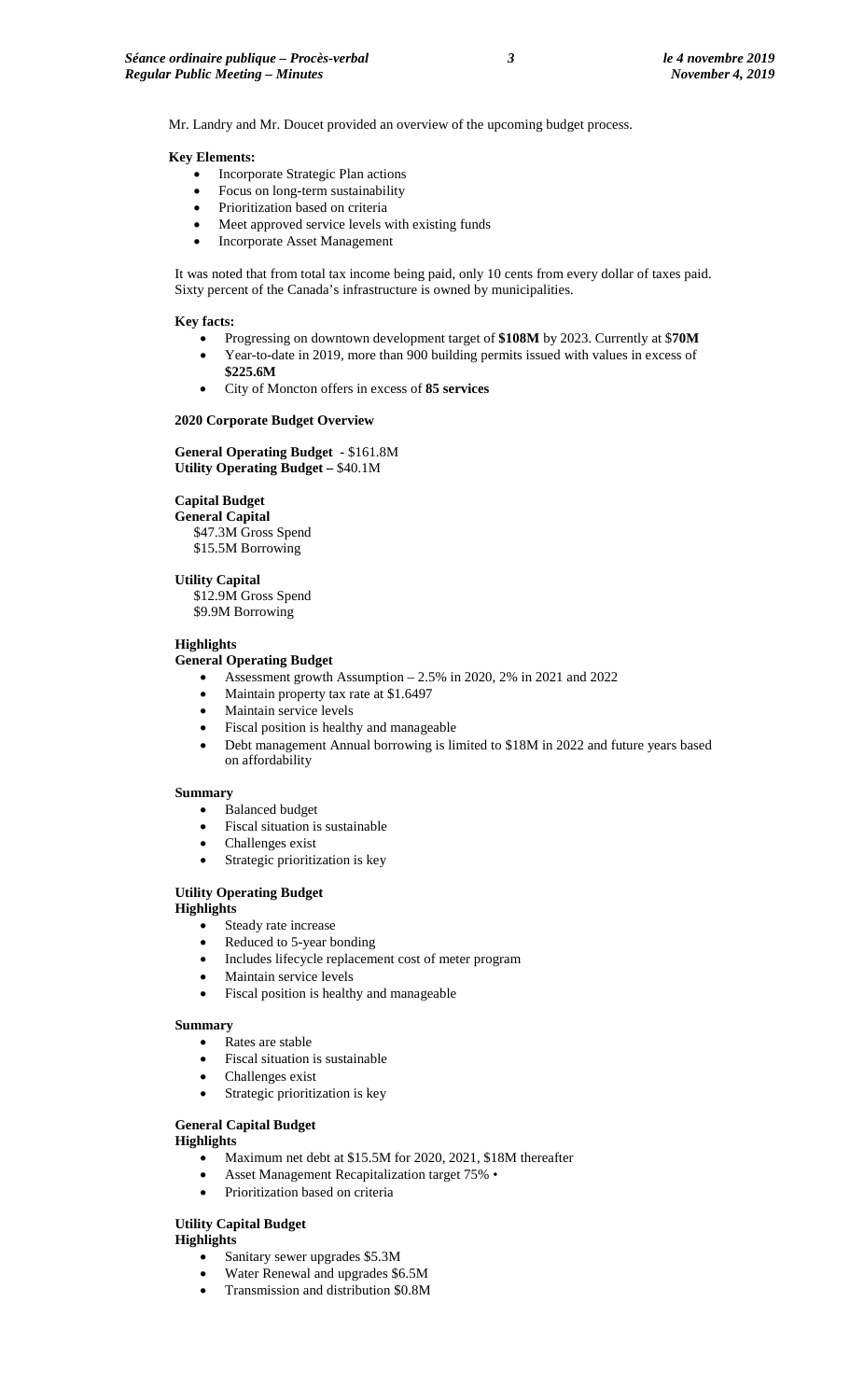Mr. Landry and Mr. Doucet provided an overview of the upcoming budget process.

**Key Elements:**

- Incorporate Strategic Plan actions
- Focus on long-term sustainability
- Prioritization based on criteria
- Meet approved service levels with existing funds
- Incorporate Asset Management

It was noted that from total tax income being paid, only 10 cents from every dollar of taxes paid. Sixty percent of the Canada's infrastructure is owned by municipalities.

**Key facts:**

- Progressing on downtown development target of **$108M** by 2023. Currently at $**70M**
- Year-to-date in 2019, more than 900 building permits issued with values in excess of **$225.6M**
- City of Moncton offers in excess of **85 services**

**2020 Corporate Budget Overview**

**General Operating Budget** - $161.8M
**Utility Operating Budget –** $40.1M

**Capital Budget**
**General Capital**
$47.3M Gross Spend
$15.5M Borrowing

**Utility Capital**
$12.9M Gross Spend
$9.9M Borrowing

**Highlights**
**General Operating Budget**

- Assessment growth Assumption – 2.5% in 2020, 2% in 2021 and 2022
- Maintain property tax rate at $1.6497
- Maintain service levels
- Fiscal position is healthy and manageable
- Debt management Annual borrowing is limited to $18M in 2022 and future years based on affordability

**Summary**

- Balanced budget
- Fiscal situation is sustainable
- Challenges exist
- Strategic prioritization is key

**Utility Operating Budget**
**Highlights**

- Steady rate increase
- Reduced to 5-year bonding
- Includes lifecycle replacement cost of meter program
- Maintain service levels
- Fiscal position is healthy and manageable

**Summary**

- Rates are stable
- Fiscal situation is sustainable
- Challenges exist
- Strategic prioritization is key

**General Capital Budget**
**Highlights**

- Maximum net debt at $15.5M for 2020, 2021, $18M thereafter
- Asset Management Recapitalization target 75% •
- Prioritization based on criteria

**Utility Capital Budget**
**Highlights**

- Sanitary sewer upgrades $5.3M
- Water Renewal and upgrades $6.5M
- Transmission and distribution $0.8M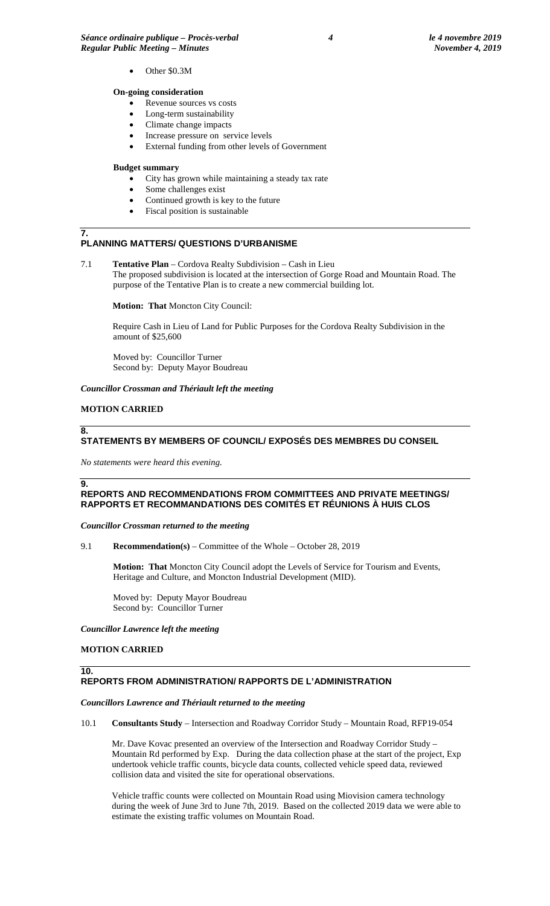- Other \$0.3M

**On-going consideration**

- Revenue sources vs costs
- Long-term sustainability
- Climate change impacts
- Increase pressure on service levels
- External funding from other levels of Government

**Budget summary**

- City has grown while maintaining a steady tax rate
- Some challenges exist
- Continued growth is key to the future
- Fiscal position is sustainable

## 7. PLANNING MATTERS/ QUESTIONS D'URBANISME

7.1 **Tentative Plan** – Cordova Realty Subdivision – Cash in Lieu
The proposed subdivision is located at the intersection of Gorge Road and Mountain Road. The purpose of the Tentative Plan is to create a new commercial building lot.

**Motion: That** Moncton City Council:

Require Cash in Lieu of Land for Public Purposes for the Cordova Realty Subdivision in the amount of \$25,600

Moved by: Councillor Turner
Second by: Deputy Mayor Boudreau

***Councillor Crossman and Thériault left the meeting***

**MOTION CARRIED**

## 8. STATEMENTS BY MEMBERS OF COUNCIL/ EXPOSÉS DES MEMBRES DU CONSEIL

*No statements were heard this evening.*

## 9. REPORTS AND RECOMMENDATIONS FROM COMMITTEES AND PRIVATE MEETINGS/ RAPPORTS ET RECOMMANDATIONS DES COMITÉS ET RÉUNIONS À HUIS CLOS

***Councillor Crossman returned to the meeting***

9.1 **Recommendation(s)** – Committee of the Whole – October 28, 2019

**Motion: That** Moncton City Council adopt the Levels of Service for Tourism and Events, Heritage and Culture, and Moncton Industrial Development (MID).

Moved by: Deputy Mayor Boudreau
Second by: Councillor Turner

***Councillor Lawrence left the meeting***

**MOTION CARRIED**

## 10. REPORTS FROM ADMINISTRATION/ RAPPORTS DE L'ADMINISTRATION

***Councillors Lawrence and Thériault returned to the meeting***

10.1 **Consultants Study** – Intersection and Roadway Corridor Study – Mountain Road, RFP19-054

Mr. Dave Kovac presented an overview of the Intersection and Roadway Corridor Study – Mountain Rd performed by Exp. During the data collection phase at the start of the project, Exp undertook vehicle traffic counts, bicycle data counts, collected vehicle speed data, reviewed collision data and visited the site for operational observations.

Vehicle traffic counts were collected on Mountain Road using Miovision camera technology during the week of June 3rd to June 7th, 2019. Based on the collected 2019 data we were able to estimate the existing traffic volumes on Mountain Road.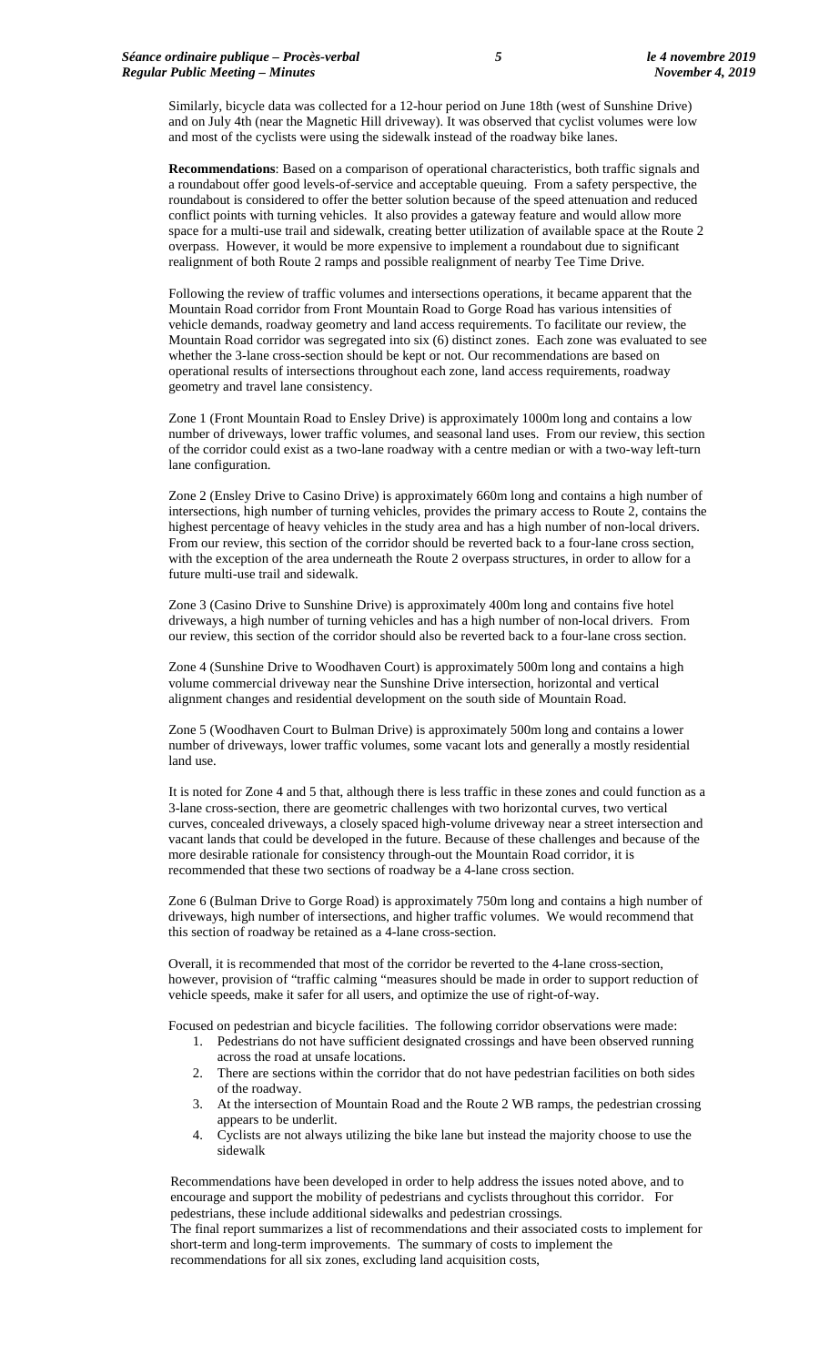Similarly, bicycle data was collected for a 12-hour period on June 18th (west of Sunshine Drive) and on July 4th (near the Magnetic Hill driveway). It was observed that cyclist volumes were low and most of the cyclists were using the sidewalk instead of the roadway bike lanes.

**Recommendations**: Based on a comparison of operational characteristics, both traffic signals and a roundabout offer good levels-of-service and acceptable queuing. From a safety perspective, the roundabout is considered to offer the better solution because of the speed attenuation and reduced conflict points with turning vehicles. It also provides a gateway feature and would allow more space for a multi-use trail and sidewalk, creating better utilization of available space at the Route 2 overpass. However, it would be more expensive to implement a roundabout due to significant realignment of both Route 2 ramps and possible realignment of nearby Tee Time Drive.

Following the review of traffic volumes and intersections operations, it became apparent that the Mountain Road corridor from Front Mountain Road to Gorge Road has various intensities of vehicle demands, roadway geometry and land access requirements. To facilitate our review, the Mountain Road corridor was segregated into six (6) distinct zones. Each zone was evaluated to see whether the 3-lane cross-section should be kept or not. Our recommendations are based on operational results of intersections throughout each zone, land access requirements, roadway geometry and travel lane consistency.

Zone 1 (Front Mountain Road to Ensley Drive) is approximately 1000m long and contains a low number of driveways, lower traffic volumes, and seasonal land uses. From our review, this section of the corridor could exist as a two-lane roadway with a centre median or with a two-way left-turn lane configuration.

Zone 2 (Ensley Drive to Casino Drive) is approximately 660m long and contains a high number of intersections, high number of turning vehicles, provides the primary access to Route 2, contains the highest percentage of heavy vehicles in the study area and has a high number of non-local drivers. From our review, this section of the corridor should be reverted back to a four-lane cross section, with the exception of the area underneath the Route 2 overpass structures, in order to allow for a future multi-use trail and sidewalk.

Zone 3 (Casino Drive to Sunshine Drive) is approximately 400m long and contains five hotel driveways, a high number of turning vehicles and has a high number of non-local drivers. From our review, this section of the corridor should also be reverted back to a four-lane cross section.

Zone 4 (Sunshine Drive to Woodhaven Court) is approximately 500m long and contains a high volume commercial driveway near the Sunshine Drive intersection, horizontal and vertical alignment changes and residential development on the south side of Mountain Road.

Zone 5 (Woodhaven Court to Bulman Drive) is approximately 500m long and contains a lower number of driveways, lower traffic volumes, some vacant lots and generally a mostly residential land use.

It is noted for Zone 4 and 5 that, although there is less traffic in these zones and could function as a 3-lane cross-section, there are geometric challenges with two horizontal curves, two vertical curves, concealed driveways, a closely spaced high-volume driveway near a street intersection and vacant lands that could be developed in the future. Because of these challenges and because of the more desirable rationale for consistency through-out the Mountain Road corridor, it is recommended that these two sections of roadway be a 4-lane cross section.

Zone 6 (Bulman Drive to Gorge Road) is approximately 750m long and contains a high number of driveways, high number of intersections, and higher traffic volumes. We would recommend that this section of roadway be retained as a 4-lane cross-section.

Overall, it is recommended that most of the corridor be reverted to the 4-lane cross-section, however, provision of "traffic calming "measures should be made in order to support reduction of vehicle speeds, make it safer for all users, and optimize the use of right-of-way.

Focused on pedestrian and bicycle facilities. The following corridor observations were made:

1. Pedestrians do not have sufficient designated crossings and have been observed running across the road at unsafe locations.
2. There are sections within the corridor that do not have pedestrian facilities on both sides of the roadway.
3. At the intersection of Mountain Road and the Route 2 WB ramps, the pedestrian crossing appears to be underlit.
4. Cyclists are not always utilizing the bike lane but instead the majority choose to use the sidewalk

Recommendations have been developed in order to help address the issues noted above, and to encourage and support the mobility of pedestrians and cyclists throughout this corridor. For pedestrians, these include additional sidewalks and pedestrian crossings.
The final report summarizes a list of recommendations and their associated costs to implement for short-term and long-term improvements. The summary of costs to implement the recommendations for all six zones, excluding land acquisition costs,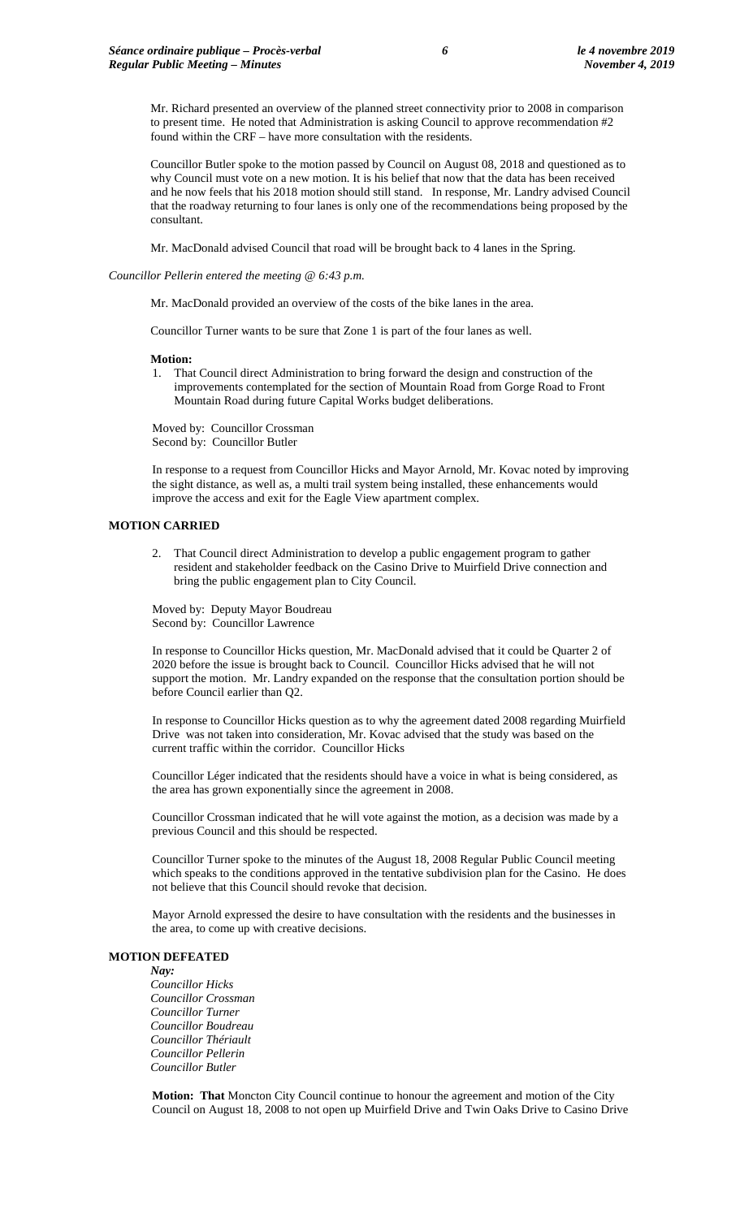Mr. Richard presented an overview of the planned street connectivity prior to 2008 in comparison to present time. He noted that Administration is asking Council to approve recommendation #2 found within the CRF – have more consultation with the residents.

Councillor Butler spoke to the motion passed by Council on August 08, 2018 and questioned as to why Council must vote on a new motion. It is his belief that now that the data has been received and he now feels that his 2018 motion should still stand. In response, Mr. Landry advised Council that the roadway returning to four lanes is only one of the recommendations being proposed by the consultant.

Mr. MacDonald advised Council that road will be brought back to 4 lanes in the Spring.

*Councillor Pellerin entered the meeting @ 6:43 p.m.*

Mr. MacDonald provided an overview of the costs of the bike lanes in the area.

Councillor Turner wants to be sure that Zone 1 is part of the four lanes as well.

**Motion:**

1. That Council direct Administration to bring forward the design and construction of the improvements contemplated for the section of Mountain Road from Gorge Road to Front Mountain Road during future Capital Works budget deliberations.

Moved by: Councillor Crossman
Second by: Councillor Butler

In response to a request from Councillor Hicks and Mayor Arnold, Mr. Kovac noted by improving the sight distance, as well as, a multi trail system being installed, these enhancements would improve the access and exit for the Eagle View apartment complex.

**MOTION CARRIED**

2. That Council direct Administration to develop a public engagement program to gather resident and stakeholder feedback on the Casino Drive to Muirfield Drive connection and bring the public engagement plan to City Council.

Moved by: Deputy Mayor Boudreau
Second by: Councillor Lawrence

In response to Councillor Hicks question, Mr. MacDonald advised that it could be Quarter 2 of 2020 before the issue is brought back to Council. Councillor Hicks advised that he will not support the motion. Mr. Landry expanded on the response that the consultation portion should be before Council earlier than Q2.

In response to Councillor Hicks question as to why the agreement dated 2008 regarding Muirfield Drive was not taken into consideration, Mr. Kovac advised that the study was based on the current traffic within the corridor. Councillor Hicks

Councillor Léger indicated that the residents should have a voice in what is being considered, as the area has grown exponentially since the agreement in 2008.

Councillor Crossman indicated that he will vote against the motion, as a decision was made by a previous Council and this should be respected.

Councillor Turner spoke to the minutes of the August 18, 2008 Regular Public Council meeting which speaks to the conditions approved in the tentative subdivision plan for the Casino. He does not believe that this Council should revoke that decision.

Mayor Arnold expressed the desire to have consultation with the residents and the businesses in the area, to come up with creative decisions.

**MOTION DEFEATED**

*Nay:*
*Councillor Hicks*
*Councillor Crossman*
*Councillor Turner*
*Councillor Boudreau*
*Councillor Thériault*
*Councillor Pellerin*
*Councillor Butler*

**Motion: That** Moncton City Council continue to honour the agreement and motion of the City Council on August 18, 2008 to not open up Muirfield Drive and Twin Oaks Drive to Casino Drive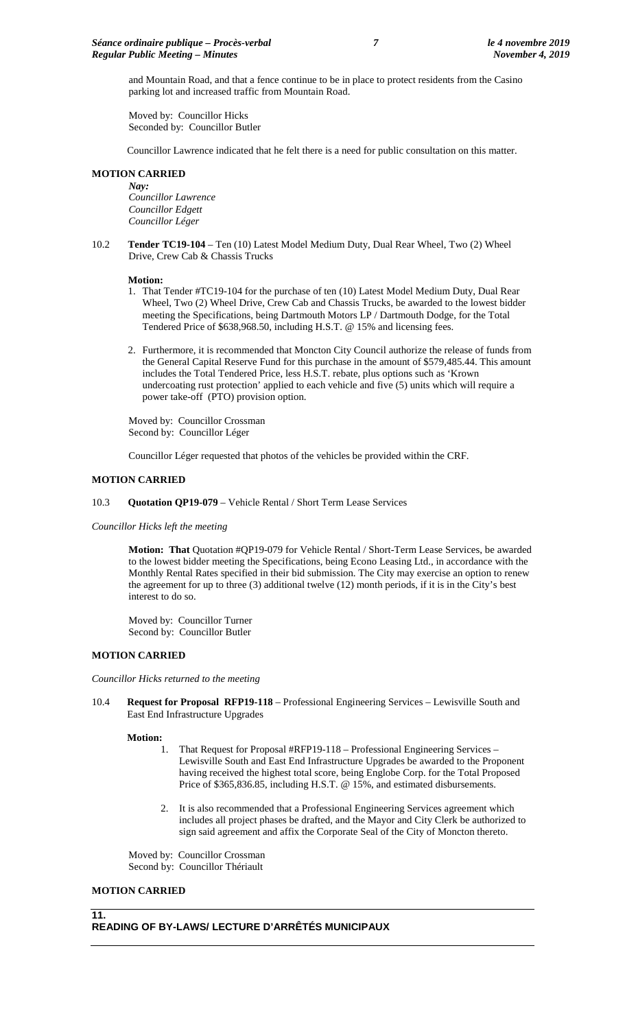and Mountain Road, and that a fence continue to be in place to protect residents from the Casino parking lot and increased traffic from Mountain Road.

Moved by: Councillor Hicks
Seconded by: Councillor Butler

Councillor Lawrence indicated that he felt there is a need for public consultation on this matter.

**MOTION CARRIED**

*Nay:*
*Councillor Lawrence*
*Councillor Edgett*
*Councillor Léger*

10.2 **Tender TC19-104** – Ten (10) Latest Model Medium Duty, Dual Rear Wheel, Two (2) Wheel Drive, Crew Cab & Chassis Trucks

**Motion:**

1. That Tender #TC19-104 for the purchase of ten (10) Latest Model Medium Duty, Dual Rear Wheel, Two (2) Wheel Drive, Crew Cab and Chassis Trucks, be awarded to the lowest bidder meeting the Specifications, being Dartmouth Motors LP / Dartmouth Dodge, for the Total Tendered Price of $638,968.50, including H.S.T. @ 15% and licensing fees.
2. Furthermore, it is recommended that Moncton City Council authorize the release of funds from the General Capital Reserve Fund for this purchase in the amount of $579,485.44. This amount includes the Total Tendered Price, less H.S.T. rebate, plus options such as 'Krown undercoating rust protection' applied to each vehicle and five (5) units which will require a power take-off (PTO) provision option.

Moved by: Councillor Crossman
Second by: Councillor Léger

Councillor Léger requested that photos of the vehicles be provided within the CRF.

**MOTION CARRIED**

10.3 **Quotation QP19-079** – Vehicle Rental / Short Term Lease Services

*Councillor Hicks left the meeting*

**Motion: That** Quotation #QP19-079 for Vehicle Rental / Short-Term Lease Services, be awarded to the lowest bidder meeting the Specifications, being Econo Leasing Ltd., in accordance with the Monthly Rental Rates specified in their bid submission. The City may exercise an option to renew the agreement for up to three (3) additional twelve (12) month periods, if it is in the City's best interest to do so.

Moved by: Councillor Turner
Second by: Councillor Butler

**MOTION CARRIED**

*Councillor Hicks returned to the meeting*

10.4 **Request for Proposal RFP19-118** – Professional Engineering Services – Lewisville South and East End Infrastructure Upgrades

**Motion:**

1. That Request for Proposal #RFP19-118 – Professional Engineering Services – Lewisville South and East End Infrastructure Upgrades be awarded to the Proponent having received the highest total score, being Englobe Corp. for the Total Proposed Price of $365,836.85, including H.S.T. @ 15%, and estimated disbursements.
2. It is also recommended that a Professional Engineering Services agreement which includes all project phases be drafted, and the Mayor and City Clerk be authorized to sign said agreement and affix the Corporate Seal of the City of Moncton thereto.

Moved by: Councillor Crossman
Second by: Councillor Thériault

**MOTION CARRIED**

## 11. READING OF BY-LAWS/ LECTURE D'ARRÊTÉS MUNICIPAUX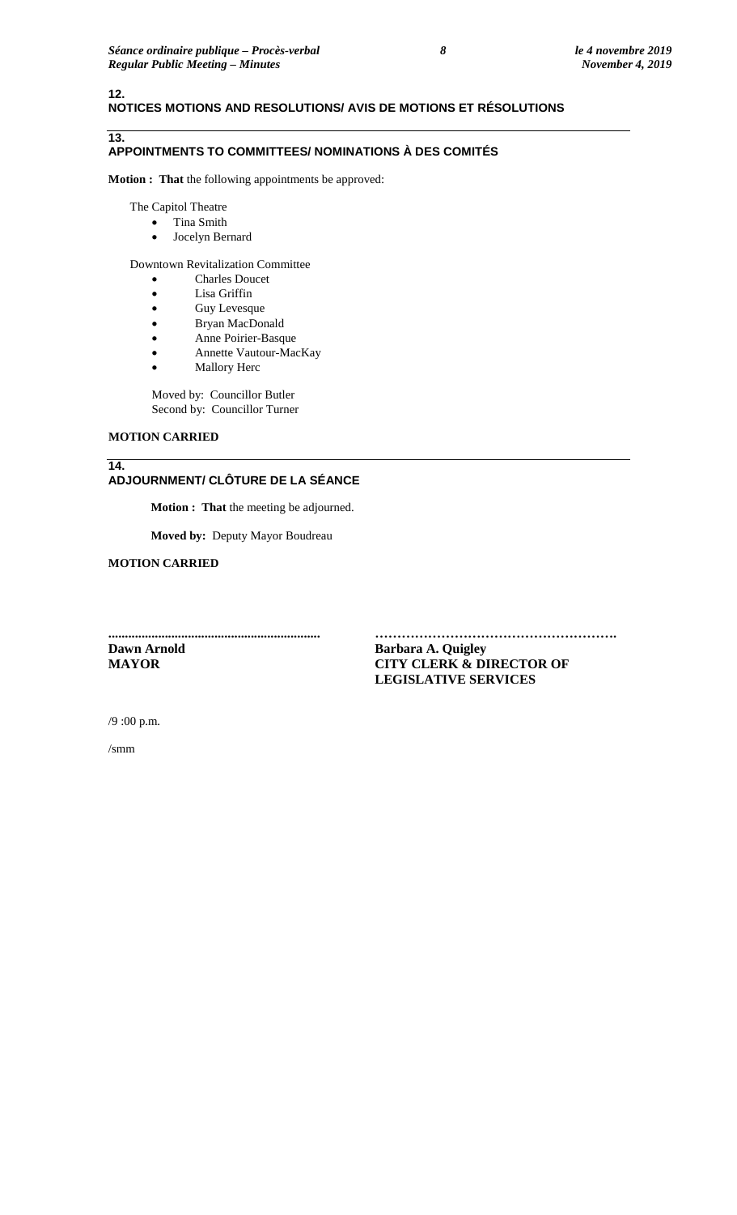## 12. NOTICES MOTIONS AND RESOLUTIONS/ AVIS DE MOTIONS ET RÉSOLUTIONS

## 13. APPOINTMENTS TO COMMITTEES/ NOMINATIONS À DES COMITÉS

**Motion : That** the following appointments be approved:

The Capitol Theatre

- Tina Smith
- Jocelyn Bernard

Downtown Revitalization Committee

- Charles Doucet
- Lisa Griffin
- Guy Levesque
- Bryan MacDonald
- Anne Poirier-Basque
- Annette Vautour-MacKay
- Mallory Herc

Moved by: Councillor Butler
Second by: Councillor Turner

**MOTION CARRIED**

## 14. ADJOURNMENT/ CLÔTURE DE LA SÉANCE

**Motion : That** the meeting be adjourned.

**Moved by:** Deputy Mayor Boudreau

**MOTION CARRIED**

..............................................................

**Dawn Arnold**
**MAYOR**

……………………………………………….

**Barbara A. Quigley**
**CITY CLERK & DIRECTOR OF LEGISLATIVE SERVICES**

/9 :00 p.m.

/smm